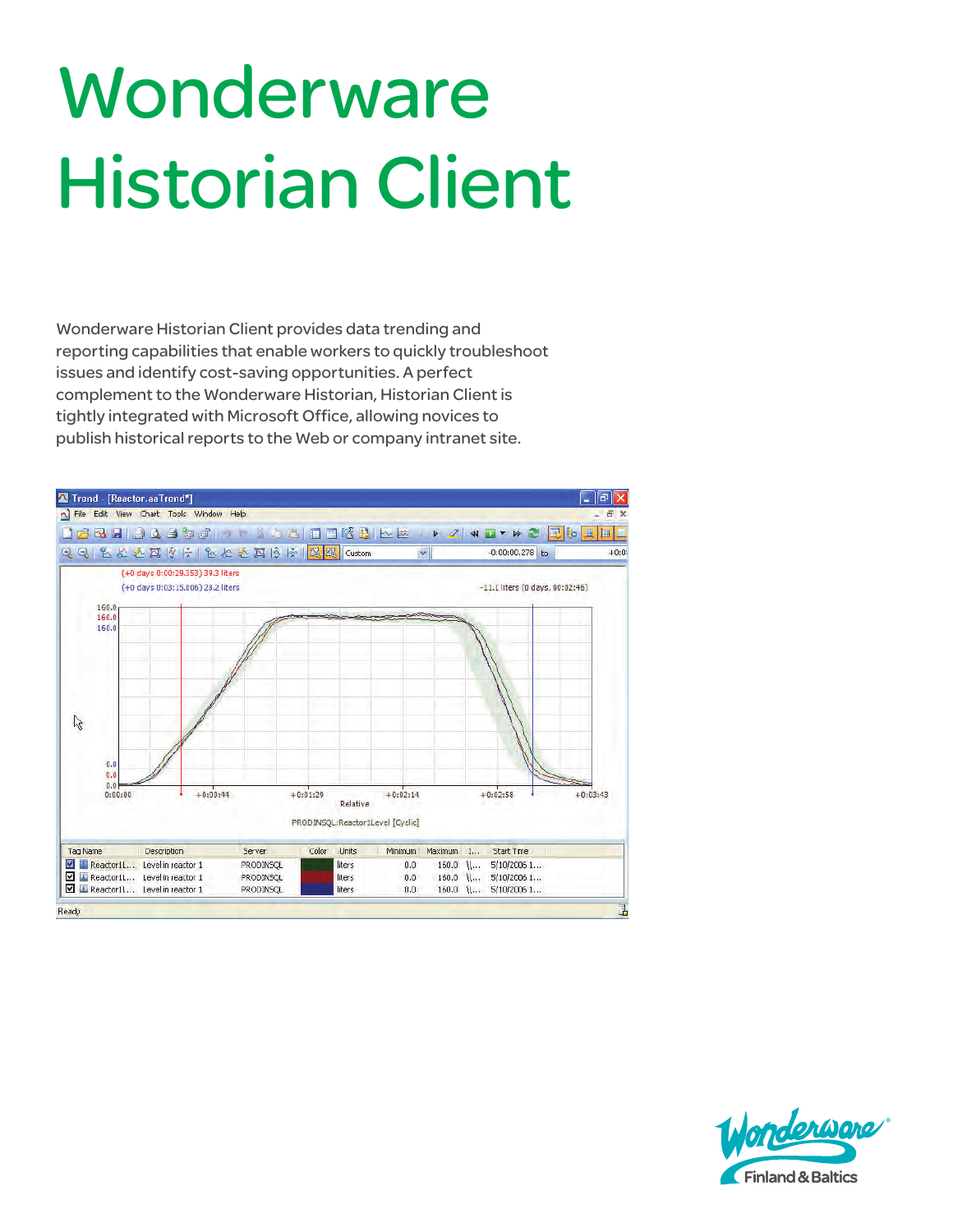# Wonderware Historian Client

Wonderware Historian Client provides data trending and reporting capabilities that enable workers to quickly troubleshoot issues and identify cost-saving opportunities. A perfect complement to the Wonderware Historian, Historian Client is tightly integrated with Microsoft Office, allowing novices to publish historical reports to the Web or company intranet site.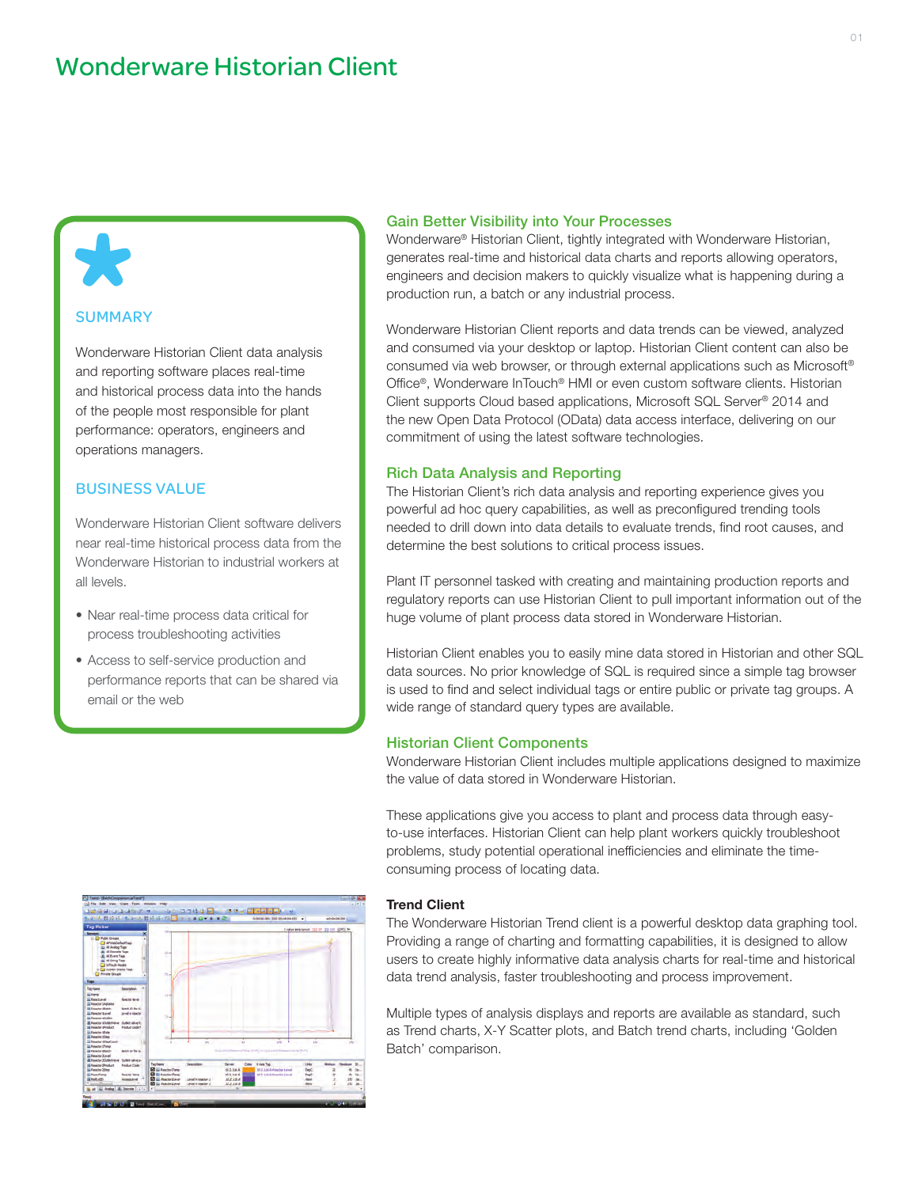# Wonderware Historian Client

## SUMMARY

Wonderware Historian Client data analysis and reporting software places real-time and historical process data into the hands of the people most responsible for plant performance: operators, engineers and operations managers.

## BUSINESS VALUE

Wonderware Historian Client software delivers near real-time historical process data from the Wonderware Historian to industrial workers at all levels.

- Near real-time process data critical for process troubleshooting activities
- Access to self-service production and performance reports that can be shared via email or the web

## Gain Better Visibility into Your Processes

Wonderware® Historian Client, tightly integrated with Wonderware Historian, generates real-time and historical data charts and reports allowing operators, engineers and decision makers to quickly visualize what is happening during a production run, a batch or any industrial process.

Wonderware Historian Client reports and data trends can be viewed, analyzed and consumed via your desktop or laptop. Historian Client content can also be consumed via web browser, or through external applications such as Microsoft® Office®, Wonderware InTouch® HMI or even custom software clients. Historian Client supports Cloud based applications, Microsoft SQL Server® 2014 and the new Open Data Protocol (OData) data access interface, delivering on our commitment of using the latest software technologies.

## Rich Data Analysis and Reporting

The Historian Client's rich data analysis and reporting experience gives you powerful ad hoc query capabilities, as well as preconfigured trending tools needed to drill down into data details to evaluate trends, find root causes, and determine the best solutions to critical process issues.

Plant IT personnel tasked with creating and maintaining production reports and regulatory reports can use Historian Client to pull important information out of the huge volume of plant process data stored in Wonderware Historian.

Historian Client enables you to easily mine data stored in Historian and other SQL data sources. No prior knowledge of SQL is required since a simple tag browser is used to find and select individual tags or entire public or private tag groups. A wide range of standard query types are available.

## Historian Client Components

Wonderware Historian Client includes multiple applications designed to maximize the value of data stored in Wonderware Historian.

These applications give you access to plant and process data through easy-to-use interfaces. Historian Client can help plant workers quickly troubleshoot problems, study potential operational inefficiencies and eliminate the time-consuming process of locating data.

### Trend Client

The Wonderware Historian Trend client is a powerful desktop data graphing tool. Providing a range of charting and formatting capabilities, it is designed to allow users to create highly informative data analysis charts for real-time and historical data trend analysis, faster troubleshooting and process improvement.

Multiple types of analysis displays and reports are available as standard, such as Trend charts, X-Y Scatter plots, and Batch trend charts, including 'Golden Batch' comparison.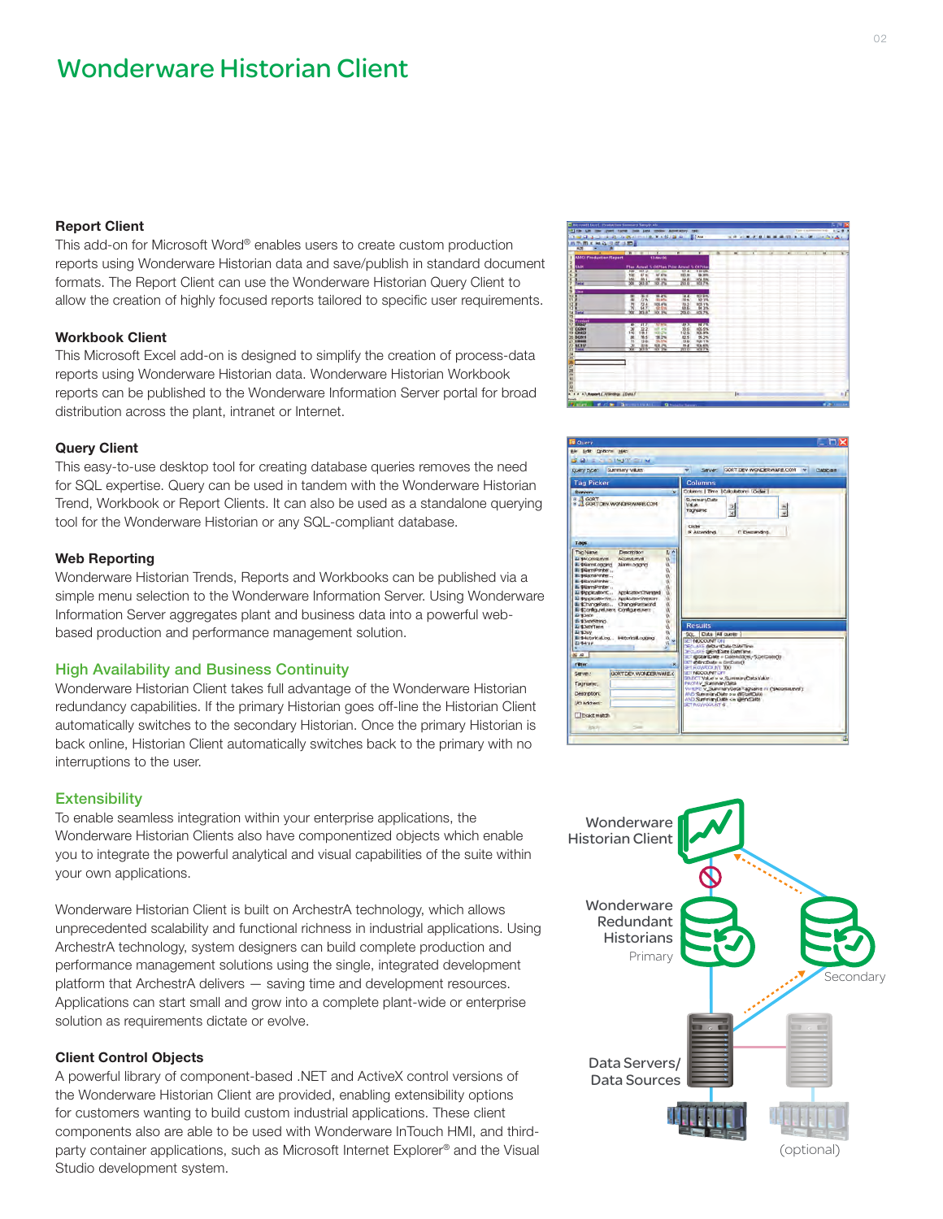# Wonderware Historian Client

### Report Client

This add-on for Microsoft Word® enables users to create custom production reports using Wonderware Historian data and save/publish in standard document formats. The Report Client can use the Wonderware Historian Query Client to allow the creation of highly focused reports tailored to specific user requirements.

### Workbook Client

This Microsoft Excel add-on is designed to simplify the creation of process-data reports using Wonderware Historian data. Wonderware Historian Workbook reports can be published to the Wonderware Information Server portal for broad distribution across the plant, intranet or Internet.

### Query Client

This easy-to-use desktop tool for creating database queries removes the need for SQL expertise. Query can be used in tandem with the Wonderware Historian Trend, Workbook or Report Clients. It can also be used as a standalone querying tool for the Wonderware Historian or any SQL-compliant database.

### Web Reporting

Wonderware Historian Trends, Reports and Workbooks can be published via a simple menu selection to the Wonderware Information Server. Using Wonderware Information Server aggregates plant and business data into a powerful web-based production and performance management solution.

## High Availability and Business Continuity

Wonderware Historian Client takes full advantage of the Wonderware Historian redundancy capabilities. If the primary Historian goes off-line the Historian Client automatically switches to the secondary Historian. Once the primary Historian is back online, Historian Client automatically switches back to the primary with no interruptions to the user.

## Extensibility

To enable seamless integration within your enterprise applications, the Wonderware Historian Clients also have componentized objects which enable you to integrate the powerful analytical and visual capabilities of the suite within your own applications.

Wonderware Historian Client is built on ArchestrA technology, which allows unprecedented scalability and functional richness in industrial applications. Using ArchestrA technology, system designers can build complete production and performance management solutions using the single, integrated development platform that ArchestrA delivers — saving time and development resources. Applications can start small and grow into a complete plant-wide or enterprise solution as requirements dictate or evolve.

### Client Control Objects

A powerful library of component-based .NET and ActiveX control versions of the Wonderware Historian Client are provided, enabling extensibility options for customers wanting to build custom industrial applications. These client components also are able to be used with Wonderware InTouch HMI, and third-party container applications, such as Microsoft Internet Explorer® and the Visual Studio development system.

Wonderware Historian Client

Wonderware Redundant Historians

Primary

Secondary

Data Servers/ Data Sources

(optional)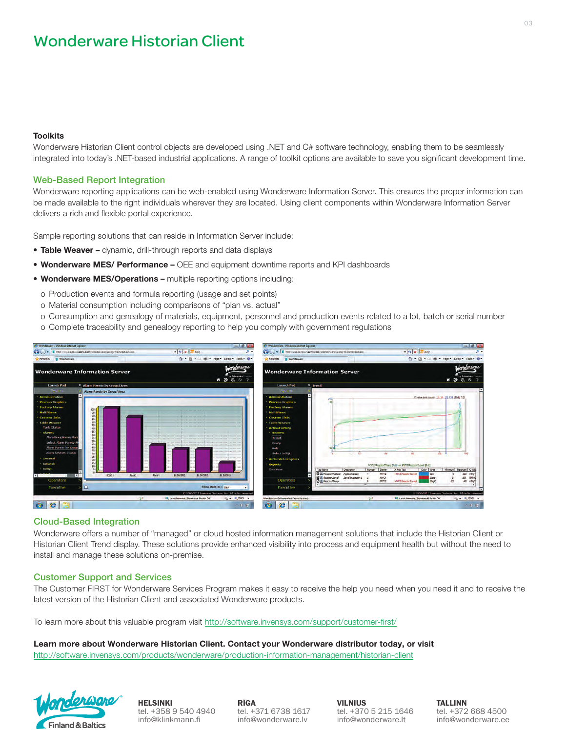# Wonderware Historian Client

### Toolkits

Wonderware Historian Client control objects are developed using .NET and C# software technology, enabling them to be seamlessly integrated into today's .NET-based industrial applications. A range of toolkit options are available to save you significant development time.

## Web-Based Report Integration

Wonderware reporting applications can be web-enabled using Wonderware Information Server. This ensures the proper information can be made available to the right individuals wherever they are located. Using client components within Wonderware Information Server delivers a rich and flexible portal experience.

Sample reporting solutions that can reside in Information Server include:

- **Table Weaver –** dynamic, drill-through reports and data displays
- **Wonderware MES/ Performance –** OEE and equipment downtime reports and KPI dashboards
- **Wonderware MES/Operations –** multiple reporting options including:
  - o Production events and formula reporting (usage and set points)
  - o Material consumption including comparisons of "plan vs. actual"
  - o Consumption and genealogy of materials, equipment, personnel and production events related to a lot, batch or serial number
  - o Complete traceability and genealogy reporting to help you comply with government regulations

## Cloud-Based Integration

Wonderware offers a number of "managed" or cloud hosted information management solutions that include the Historian Client or Historian Client Trend display. These solutions provide enhanced visibility into process and equipment health but without the need to install and manage these solutions on-premise.

## Customer Support and Services

The Customer FIRST for Wonderware Services Program makes it easy to receive the help you need when you need it and to receive the latest version of the Historian Client and associated Wonderware products.

To learn more about this valuable program visit http://software.invensys.com/support/customer-first/

**Learn more about Wonderware Historian Client. Contact your Wonderware distributor today, or visit**
http://software.invensys.com/products/wonderware/production-information-management/historian-client

Wonderware Finland & Baltics

**HELSINKI**
tel. +358 9 540 4940
info@klinkmann.fi

**RĪGA**
tel. +371 6738 1617
info@wonderware.lv

**VILNIUS**
tel. +370 5 215 1646
info@wonderware.lt

**TALLINN**
tel. +372 668 4500
info@wonderware.ee